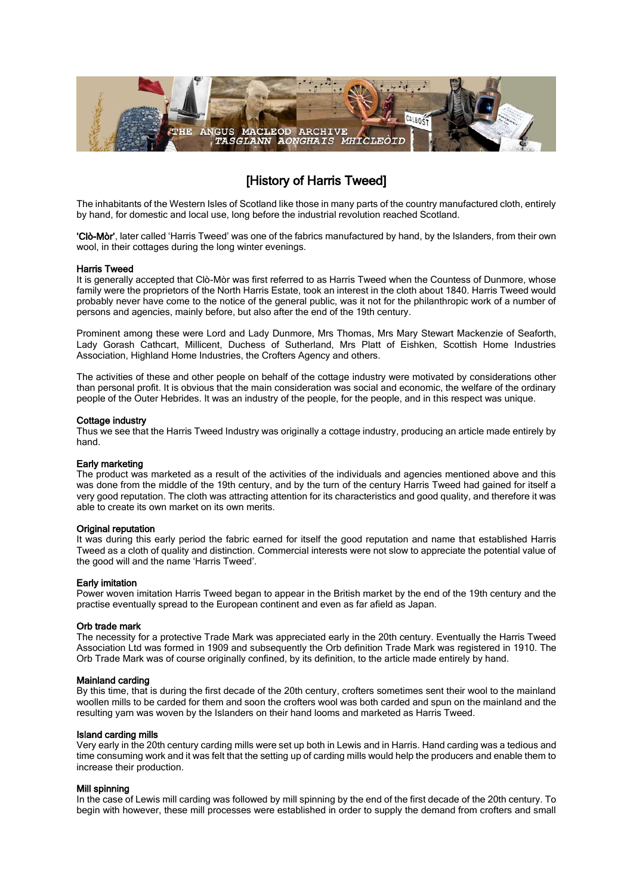# [History of Harris Tweed]

The inhabitants of the Western Isles of Scotland like those in many parts of the country manufactured cloth, entirely by hand, for domestic and local use, long before the industrial revolution reached Scotland.

**'Clò-Mòr'**, later called 'Harris Tweed' was one of the fabrics manufactured by hand, by the Islanders, from their own wool, in their cottages during the long winter evenings.

## Harris Tweed

It is generally accepted that Clò-Mòr was first referred to as Harris Tweed when the Countess of Dunmore, whose family were the proprietors of the North Harris Estate, took an interest in the cloth about 1840. Harris Tweed would probably never have come to the notice of the general public, was it not for the philanthropic work of a number of persons and agencies, mainly before, but also after the end of the 19th century.

Prominent among these were Lord and Lady Dunmore, Mrs Thomas, Mrs Mary Stewart Mackenzie of Seaforth, Lady Gorash Cathcart, Millicent, Duchess of Sutherland, Mrs Platt of Eishken, Scottish Home Industries Association, Highland Home Industries, the Crofters Agency and others.

The activities of these and other people on behalf of the cottage industry were motivated by considerations other than personal profit. It is obvious that the main consideration was social and economic, the welfare of the ordinary people of the Outer Hebrides. It was an industry of the people, for the people, and in this respect was unique.

## Cottage industry

Thus we see that the Harris Tweed Industry was originally a cottage industry, producing an article made entirely by hand.

## Early marketing

The product was marketed as a result of the activities of the individuals and agencies mentioned above and this was done from the middle of the 19th century, and by the turn of the century Harris Tweed had gained for itself a very good reputation. The cloth was attracting attention for its characteristics and good quality, and therefore it was able to create its own market on its own merits.

## Original reputation

It was during this early period the fabric earned for itself the good reputation and name that established Harris Tweed as a cloth of quality and distinction. Commercial interests were not slow to appreciate the potential value of the good will and the name 'Harris Tweed'.

## Early imitation

Power woven imitation Harris Tweed began to appear in the British market by the end of the 19th century and the practise eventually spread to the European continent and even as far afield as Japan.

## Orb trade mark

The necessity for a protective Trade Mark was appreciated early in the 20th century. Eventually the Harris Tweed Association Ltd was formed in 1909 and subsequently the Orb definition Trade Mark was registered in 1910. The Orb Trade Mark was of course originally confined, by its definition, to the article made entirely by hand.

## Mainland carding

By this time, that is during the first decade of the 20th century, crofters sometimes sent their wool to the mainland woollen mills to be carded for them and soon the crofters wool was both carded and spun on the mainland and the resulting yarn was woven by the Islanders on their hand looms and marketed as Harris Tweed.

## Island carding mills

Very early in the 20th century carding mills were set up both in Lewis and in Harris. Hand carding was a tedious and time consuming work and it was felt that the setting up of carding mills would help the producers and enable them to increase their production.

## Mill spinning

In the case of Lewis mill carding was followed by mill spinning by the end of the first decade of the 20th century. To begin with however, these mill processes were established in order to supply the demand from crofters and small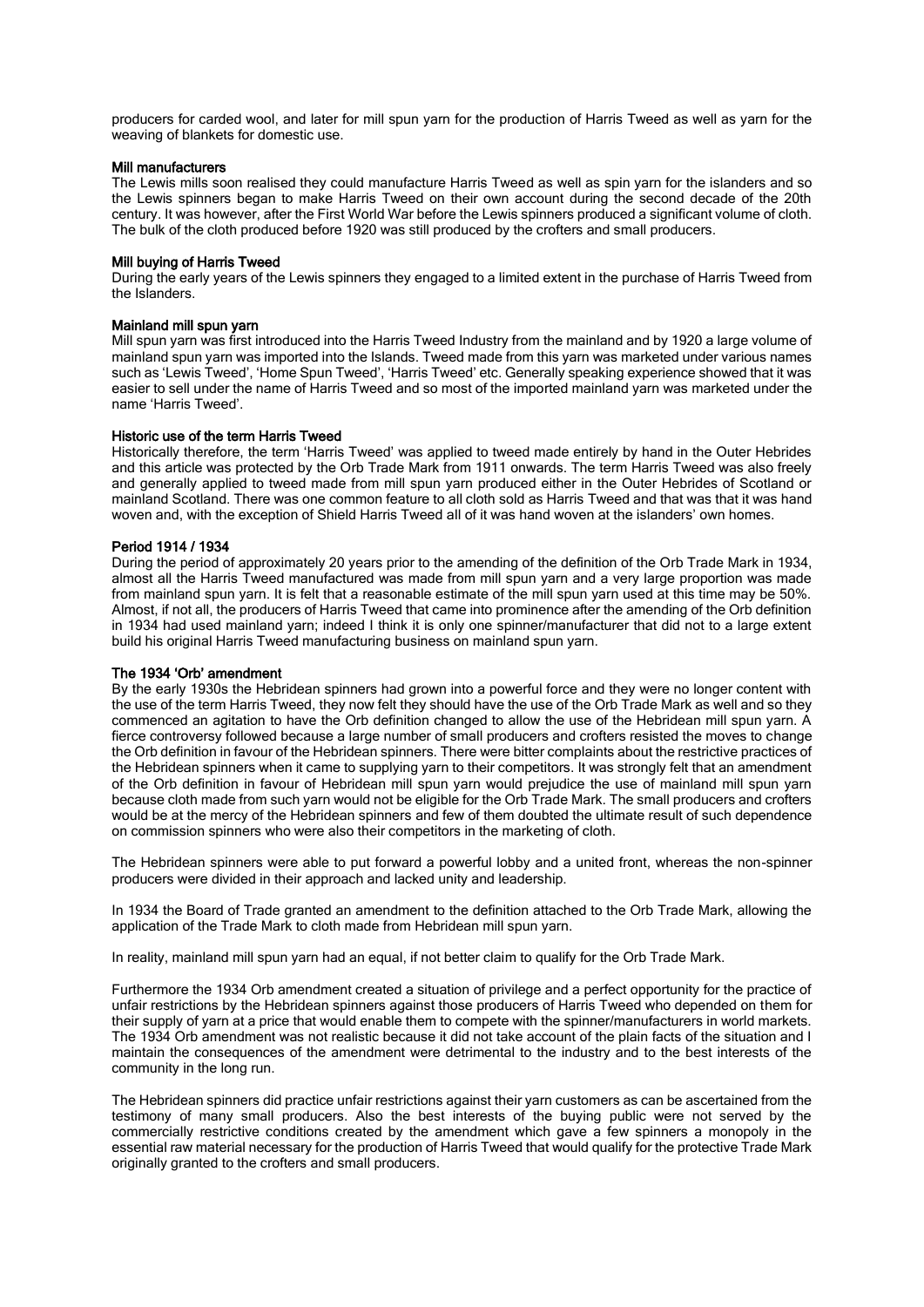producers for carded wool, and later for mill spun yarn for the production of Harris Tweed as well as yarn for the weaving of blankets for domestic use.

### Mill manufacturers

The Lewis mills soon realised they could manufacture Harris Tweed as well as spin yarn for the islanders and so the Lewis spinners began to make Harris Tweed on their own account during the second decade of the 20th century. It was however, after the First World War before the Lewis spinners produced a significant volume of cloth. The bulk of the cloth produced before 1920 was still produced by the crofters and small producers.

### Mill buying of Harris Tweed

During the early years of the Lewis spinners they engaged to a limited extent in the purchase of Harris Tweed from the Islanders.

### Mainland mill spun yarn

Mill spun yarn was first introduced into the Harris Tweed Industry from the mainland and by 1920 a large volume of mainland spun yarn was imported into the Islands. Tweed made from this yarn was marketed under various names such as 'Lewis Tweed', 'Home Spun Tweed', 'Harris Tweed' etc. Generally speaking experience showed that it was easier to sell under the name of Harris Tweed and so most of the imported mainland yarn was marketed under the name 'Harris Tweed'.

### Historic use of the term Harris Tweed

Historically therefore, the term 'Harris Tweed' was applied to tweed made entirely by hand in the Outer Hebrides and this article was protected by the Orb Trade Mark from 1911 onwards. The term Harris Tweed was also freely and generally applied to tweed made from mill spun yarn produced either in the Outer Hebrides of Scotland or mainland Scotland. There was one common feature to all cloth sold as Harris Tweed and that was that it was hand woven and, with the exception of Shield Harris Tweed all of it was hand woven at the islanders' own homes.

### Period 1914 / 1934

During the period of approximately 20 years prior to the amending of the definition of the Orb Trade Mark in 1934, almost all the Harris Tweed manufactured was made from mill spun yarn and a very large proportion was made from mainland spun yarn. It is felt that a reasonable estimate of the mill spun yarn used at this time may be 50%. Almost, if not all, the producers of Harris Tweed that came into prominence after the amending of the Orb definition in 1934 had used mainland yarn; indeed I think it is only one spinner/manufacturer that did not to a large extent build his original Harris Tweed manufacturing business on mainland spun yarn.

### The 1934 'Orb' amendment

By the early 1930s the Hebridean spinners had grown into a powerful force and they were no longer content with the use of the term Harris Tweed, they now felt they should have the use of the Orb Trade Mark as well and so they commenced an agitation to have the Orb definition changed to allow the use of the Hebridean mill spun yarn. A fierce controversy followed because a large number of small producers and crofters resisted the moves to change the Orb definition in favour of the Hebridean spinners. There were bitter complaints about the restrictive practices of the Hebridean spinners when it came to supplying yarn to their competitors. It was strongly felt that an amendment of the Orb definition in favour of Hebridean mill spun yarn would prejudice the use of mainland mill spun yarn because cloth made from such yarn would not be eligible for the Orb Trade Mark. The small producers and crofters would be at the mercy of the Hebridean spinners and few of them doubted the ultimate result of such dependence on commission spinners who were also their competitors in the marketing of cloth.

The Hebridean spinners were able to put forward a powerful lobby and a united front, whereas the non-spinner producers were divided in their approach and lacked unity and leadership.

In 1934 the Board of Trade granted an amendment to the definition attached to the Orb Trade Mark, allowing the application of the Trade Mark to cloth made from Hebridean mill spun yarn.

In reality, mainland mill spun yarn had an equal, if not better claim to qualify for the Orb Trade Mark.

Furthermore the 1934 Orb amendment created a situation of privilege and a perfect opportunity for the practice of unfair restrictions by the Hebridean spinners against those producers of Harris Tweed who depended on them for their supply of yarn at a price that would enable them to compete with the spinner/manufacturers in world markets. The 1934 Orb amendment was not realistic because it did not take account of the plain facts of the situation and I maintain the consequences of the amendment were detrimental to the industry and to the best interests of the community in the long run.

The Hebridean spinners did practice unfair restrictions against their yarn customers as can be ascertained from the testimony of many small producers. Also the best interests of the buying public were not served by the commercially restrictive conditions created by the amendment which gave a few spinners a monopoly in the essential raw material necessary for the production of Harris Tweed that would qualify for the protective Trade Mark originally granted to the crofters and small producers.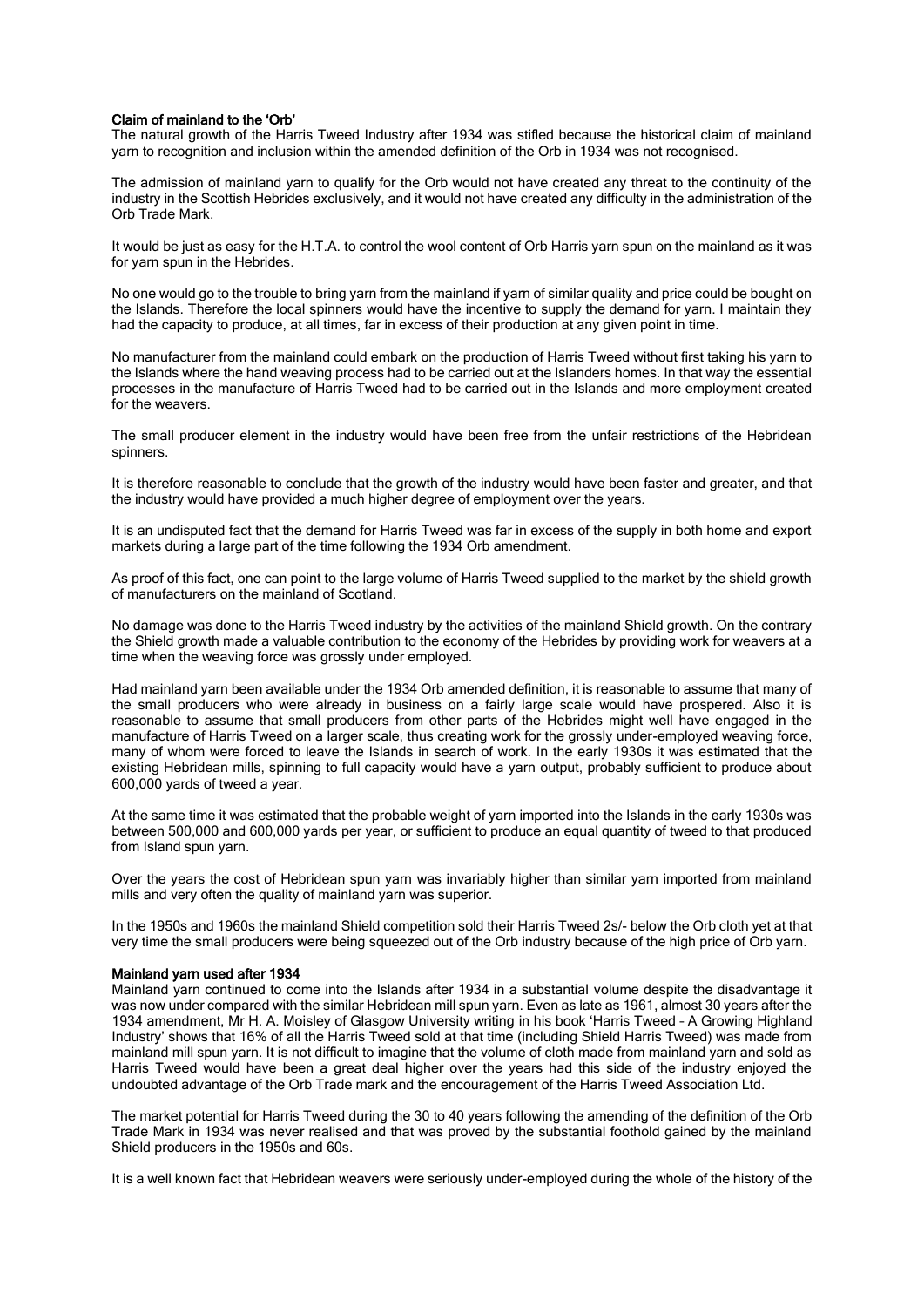### Claim of mainland to the 'Orb'

The natural growth of the Harris Tweed Industry after 1934 was stifled because the historical claim of mainland yarn to recognition and inclusion within the amended definition of the Orb in 1934 was not recognised.

The admission of mainland yarn to qualify for the Orb would not have created any threat to the continuity of the industry in the Scottish Hebrides exclusively, and it would not have created any difficulty in the administration of the Orb Trade Mark.

It would be just as easy for the H.T.A. to control the wool content of Orb Harris yarn spun on the mainland as it was for yarn spun in the Hebrides.

No one would go to the trouble to bring yarn from the mainland if yarn of similar quality and price could be bought on the Islands. Therefore the local spinners would have the incentive to supply the demand for yarn. I maintain they had the capacity to produce, at all times, far in excess of their production at any given point in time.

No manufacturer from the mainland could embark on the production of Harris Tweed without first taking his yarn to the Islands where the hand weaving process had to be carried out at the Islanders homes. In that way the essential processes in the manufacture of Harris Tweed had to be carried out in the Islands and more employment created for the weavers.

The small producer element in the industry would have been free from the unfair restrictions of the Hebridean spinners.

It is therefore reasonable to conclude that the growth of the industry would have been faster and greater, and that the industry would have provided a much higher degree of employment over the years.

It is an undisputed fact that the demand for Harris Tweed was far in excess of the supply in both home and export markets during a large part of the time following the 1934 Orb amendment.

As proof of this fact, one can point to the large volume of Harris Tweed supplied to the market by the shield growth of manufacturers on the mainland of Scotland.

No damage was done to the Harris Tweed industry by the activities of the mainland Shield growth. On the contrary the Shield growth made a valuable contribution to the economy of the Hebrides by providing work for weavers at a time when the weaving force was grossly under employed.

Had mainland yarn been available under the 1934 Orb amended definition, it is reasonable to assume that many of the small producers who were already in business on a fairly large scale would have prospered. Also it is reasonable to assume that small producers from other parts of the Hebrides might well have engaged in the manufacture of Harris Tweed on a larger scale, thus creating work for the grossly under-employed weaving force, many of whom were forced to leave the Islands in search of work. In the early 1930s it was estimated that the existing Hebridean mills, spinning to full capacity would have a yarn output, probably sufficient to produce about 600,000 yards of tweed a year.

At the same time it was estimated that the probable weight of yarn imported into the Islands in the early 1930s was between 500,000 and 600,000 yards per year, or sufficient to produce an equal quantity of tweed to that produced from Island spun yarn.

Over the years the cost of Hebridean spun yarn was invariably higher than similar yarn imported from mainland mills and very often the quality of mainland yarn was superior.

In the 1950s and 1960s the mainland Shield competition sold their Harris Tweed 2s/- below the Orb cloth yet at that very time the small producers were being squeezed out of the Orb industry because of the high price of Orb yarn.

### Mainland yarn used after 1934

Mainland yarn continued to come into the Islands after 1934 in a substantial volume despite the disadvantage it was now under compared with the similar Hebridean mill spun yarn. Even as late as 1961, almost 30 years after the 1934 amendment, Mr H. A. Moisley of Glasgow University writing in his book 'Harris Tweed – A Growing Highland Industry' shows that 16% of all the Harris Tweed sold at that time (including Shield Harris Tweed) was made from mainland mill spun yarn. It is not difficult to imagine that the volume of cloth made from mainland yarn and sold as Harris Tweed would have been a great deal higher over the years had this side of the industry enjoyed the undoubted advantage of the Orb Trade mark and the encouragement of the Harris Tweed Association Ltd.

The market potential for Harris Tweed during the 30 to 40 years following the amending of the definition of the Orb Trade Mark in 1934 was never realised and that was proved by the substantial foothold gained by the mainland Shield producers in the 1950s and 60s.

It is a well known fact that Hebridean weavers were seriously under-employed during the whole of the history of the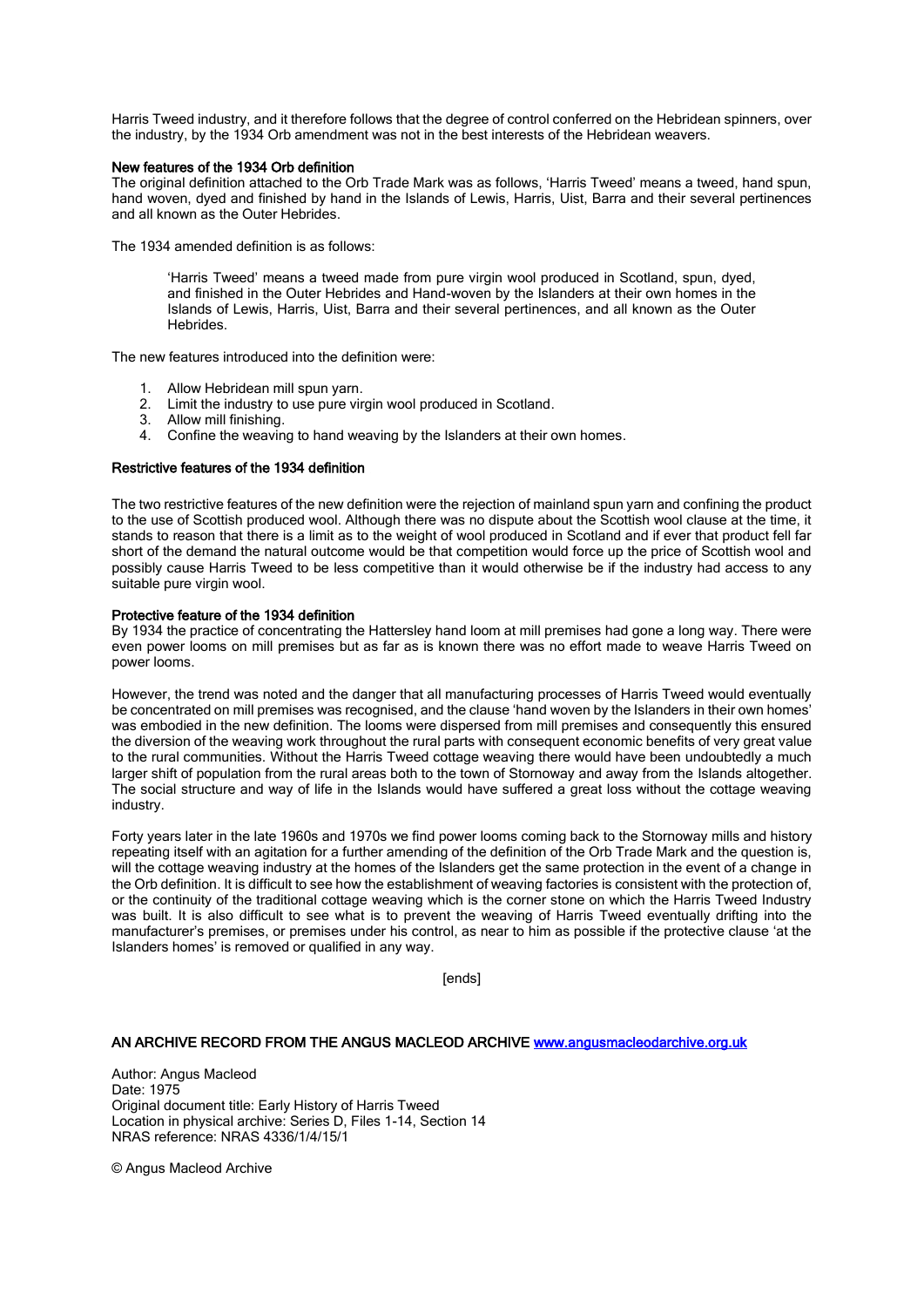Harris Tweed industry, and it therefore follows that the degree of control conferred on the Hebridean spinners, over the industry, by the 1934 Orb amendment was not in the best interests of the Hebridean weavers.

**New features of the 1934 Orb definition**

The original definition attached to the Orb Trade Mark was as follows, 'Harris Tweed' means a tweed, hand spun, hand woven, dyed and finished by hand in the Islands of Lewis, Harris, Uist, Barra and their several pertinences and all known as the Outer Hebrides.

The 1934 amended definition is as follows:

> 'Harris Tweed' means a tweed made from pure virgin wool produced in Scotland, spun, dyed, and finished in the Outer Hebrides and Hand-woven by the Islanders at their own homes in the Islands of Lewis, Harris, Uist, Barra and their several pertinences, and all known as the Outer Hebrides.

The new features introduced into the definition were:

1. Allow Hebridean mill spun yarn.
2. Limit the industry to use pure virgin wool produced in Scotland.
3. Allow mill finishing.
4. Confine the weaving to hand weaving by the Islanders at their own homes.

**Restrictive features of the 1934 definition**

The two restrictive features of the new definition were the rejection of mainland spun yarn and confining the product to the use of Scottish produced wool. Although there was no dispute about the Scottish wool clause at the time, it stands to reason that there is a limit as to the weight of wool produced in Scotland and if ever that product fell far short of the demand the natural outcome would be that competition would force up the price of Scottish wool and possibly cause Harris Tweed to be less competitive than it would otherwise be if the industry had access to any suitable pure virgin wool.

**Protective feature of the 1934 definition**

By 1934 the practice of concentrating the Hattersley hand loom at mill premises had gone a long way. There were even power looms on mill premises but as far as is known there was no effort made to weave Harris Tweed on power looms.

However, the trend was noted and the danger that all manufacturing processes of Harris Tweed would eventually be concentrated on mill premises was recognised, and the clause 'hand woven by the Islanders in their own homes' was embodied in the new definition. The looms were dispersed from mill premises and consequently this ensured the diversion of the weaving work throughout the rural parts with consequent economic benefits of very great value to the rural communities. Without the Harris Tweed cottage weaving there would have been undoubtedly a much larger shift of population from the rural areas both to the town of Stornoway and away from the Islands altogether. The social structure and way of life in the Islands would have suffered a great loss without the cottage weaving industry.

Forty years later in the late 1960s and 1970s we find power looms coming back to the Stornoway mills and history repeating itself with an agitation for a further amending of the definition of the Orb Trade Mark and the question is, will the cottage weaving industry at the homes of the Islanders get the same protection in the event of a change in the Orb definition. It is difficult to see how the establishment of weaving factories is consistent with the protection of, or the continuity of the traditional cottage weaving which is the corner stone on which the Harris Tweed Industry was built. It is also difficult to see what is to prevent the weaving of Harris Tweed eventually drifting into the manufacturer's premises, or premises under his control, as near to him as possible if the protective clause 'at the Islanders homes' is removed or qualified in any way.

[ends]

**AN ARCHIVE RECORD FROM THE ANGUS MACLEOD ARCHIVE www.angusmacleodarchive.org.uk**

Author: Angus Macleod
Date: 1975
Original document title: Early History of Harris Tweed
Location in physical archive: Series D, Files 1-14, Section 14
NRAS reference: NRAS 4336/1/4/15/1

© Angus Macleod Archive